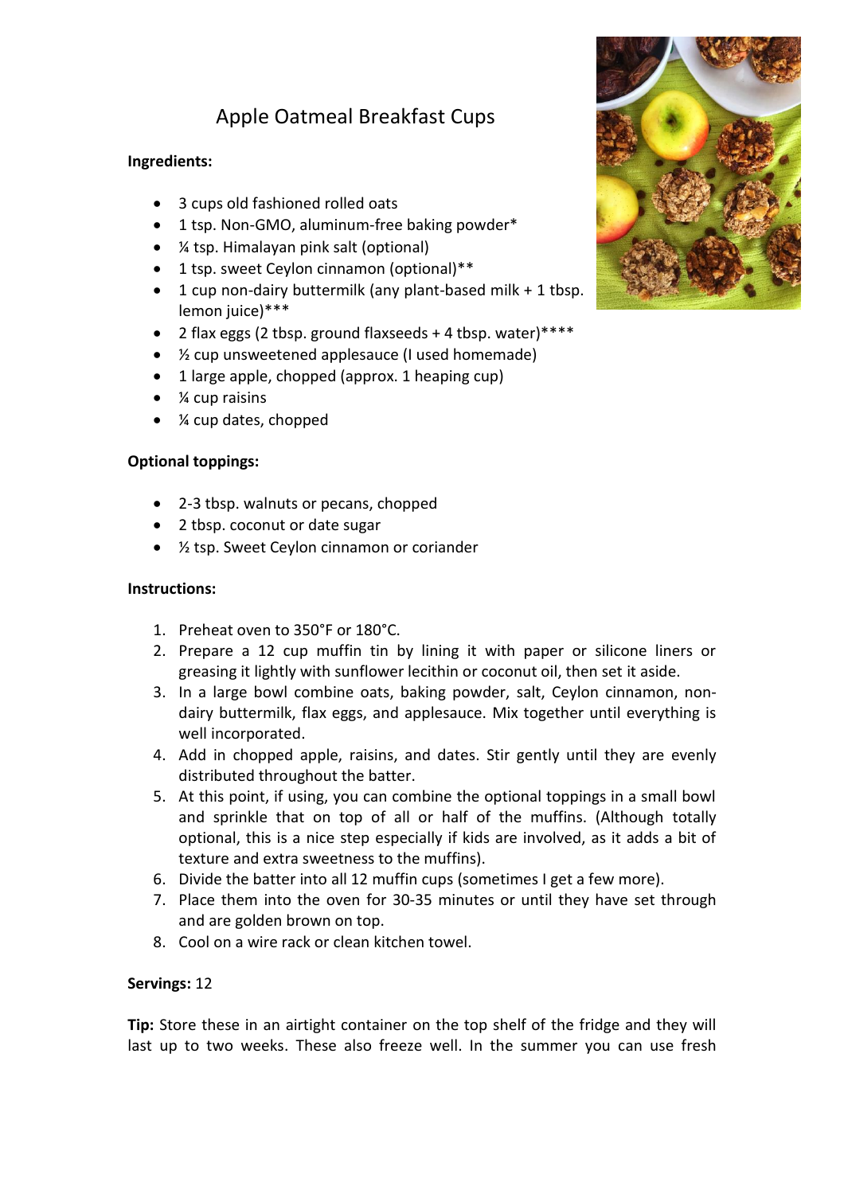# Apple Oatmeal Breakfast Cups

**Ingredients:**

- 3 cups old fashioned rolled oats
- 1 tsp. Non-GMO, aluminum-free baking powder*
- ¼ tsp. Himalayan pink salt (optional)
- 1 tsp. sweet Ceylon cinnamon (optional)**
- 1 cup non-dairy buttermilk (any plant-based milk + 1 tbsp. lemon juice)***
- 2 flax eggs (2 tbsp. ground flaxseeds + 4 tbsp. water)****
- ½ cup unsweetened applesauce (I used homemade)
- 1 large apple, chopped (approx. 1 heaping cup)
- ¼ cup raisins
- ¼ cup dates, chopped

**Optional toppings:**

- 2-3 tbsp. walnuts or pecans, chopped
- 2 tbsp. coconut or date sugar
- ½ tsp. Sweet Ceylon cinnamon or coriander

**Instructions:**

1. Preheat oven to 350°F or 180°C.
2. Prepare a 12 cup muffin tin by lining it with paper or silicone liners or greasing it lightly with sunflower lecithin or coconut oil, then set it aside.
3. In a large bowl combine oats, baking powder, salt, Ceylon cinnamon, non-dairy buttermilk, flax eggs, and applesauce. Mix together until everything is well incorporated.
4. Add in chopped apple, raisins, and dates. Stir gently until they are evenly distributed throughout the batter.
5. At this point, if using, you can combine the optional toppings in a small bowl and sprinkle that on top of all or half of the muffins. (Although totally optional, this is a nice step especially if kids are involved, as it adds a bit of texture and extra sweetness to the muffins).
6. Divide the batter into all 12 muffin cups (sometimes I get a few more).
7. Place them into the oven for 30-35 minutes or until they have set through and are golden brown on top.
8. Cool on a wire rack or clean kitchen towel.

**Servings:** 12

**Tip:** Store these in an airtight container on the top shelf of the fridge and they will last up to two weeks. These also freeze well. In the summer you can use fresh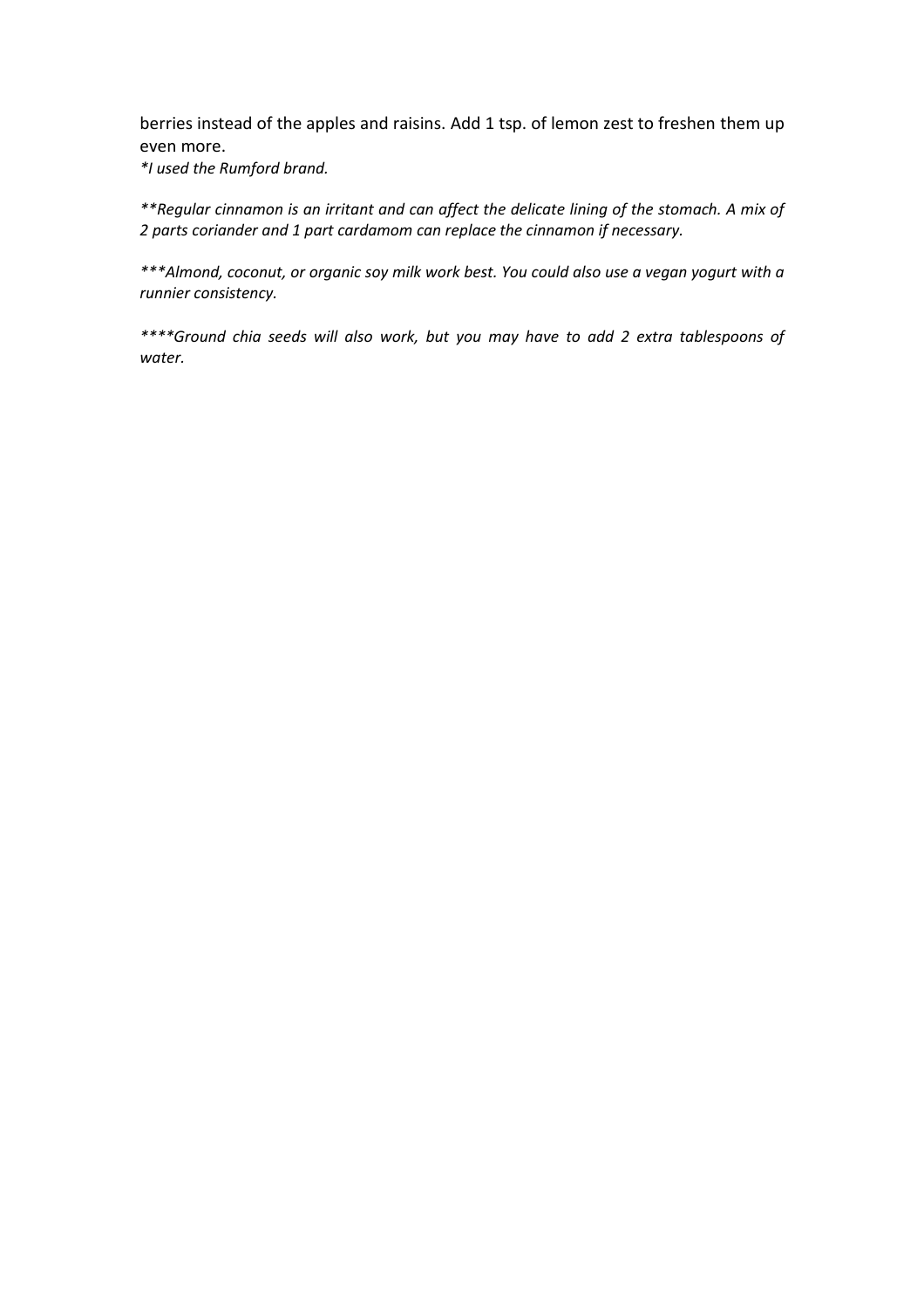berries instead of the apples and raisins. Add 1 tsp. of lemon zest to freshen them up even more.

*\*I used the Rumford brand.*

*\*\*Regular cinnamon is an irritant and can affect the delicate lining of the stomach. A mix of 2 parts coriander and 1 part cardamom can replace the cinnamon if necessary.*

*\*\*\*Almond, coconut, or organic soy milk work best. You could also use a vegan yogurt with a runnier consistency.*

*\*\*\*\*Ground chia seeds will also work, but you may have to add 2 extra tablespoons of water.*